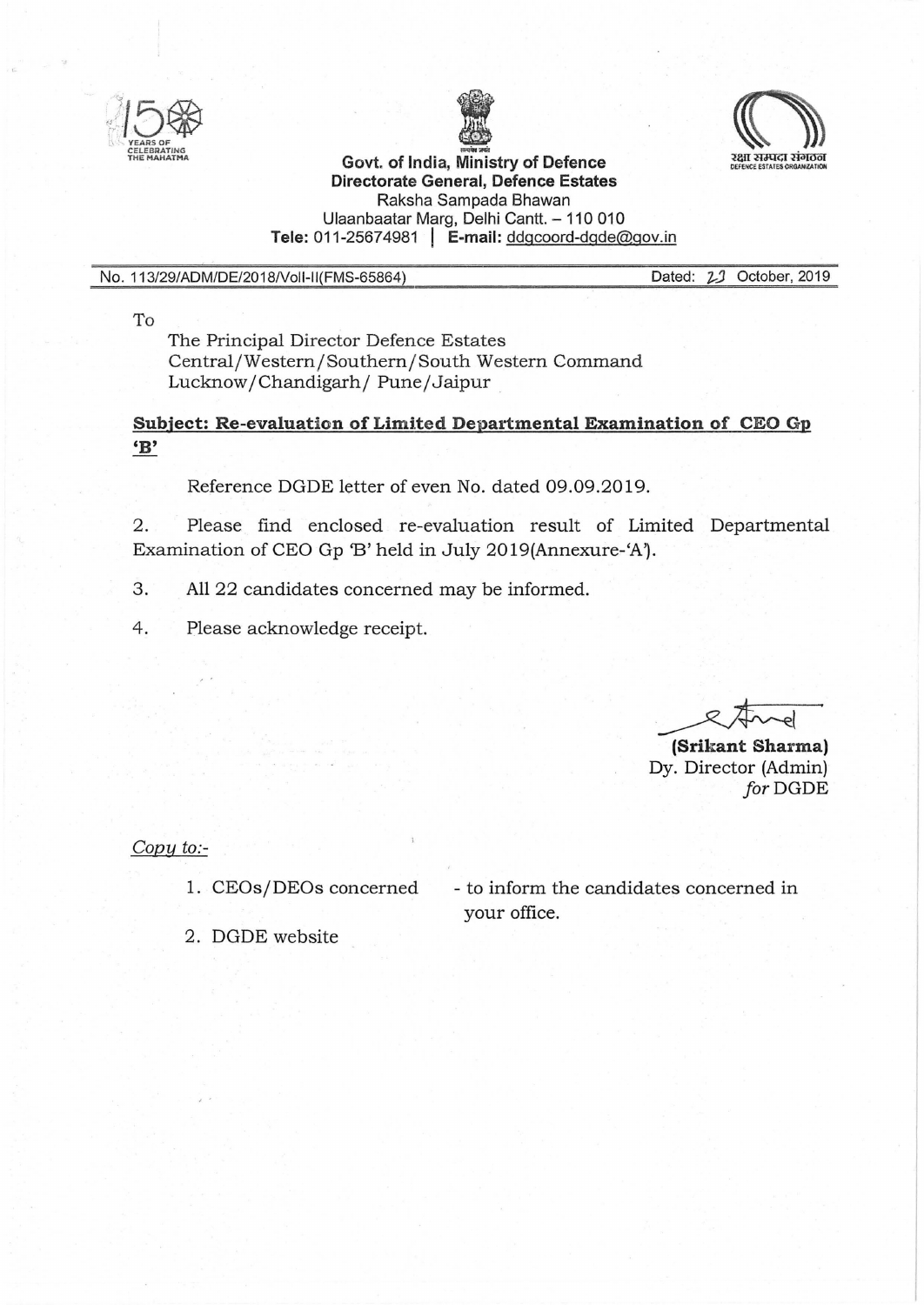**Govt. of India, Ministry of Defence**
**Directorate General, Defence Estates**
Raksha Sampada Bhawan
Ulaanbaatar Marg, Delhi Cantt. – 110 010
**Tele:** 011-25674981 | **E-mail:** ddgcoord-dgde@gov.in

No. 113/29/ADM/DE/2018/Vol-II(FMS-65864) Dated: 23 October, 2019

To

The Principal Director Defence Estates
Central/Western/Southern/South Western Command
Lucknow/Chandigarh/ Pune/Jaipur

**Subject: Re-evaluation of Limited Departmental Examination of CEO Gp 'B'**

Reference DGDE letter of even No. dated 09.09.2019.

2. Please find enclosed re-evaluation result of Limited Departmental Examination of CEO Gp 'B' held in July 2019(Annexure-'A').

3. All 22 candidates concerned may be informed.

4. Please acknowledge receipt.

**(Srikant Sharma)**
Dy. Director (Admin)
*for* DGDE

*Copy to:-*

1. CEOs/DEOs concerned - to inform the candidates concerned in your office.
2. DGDE website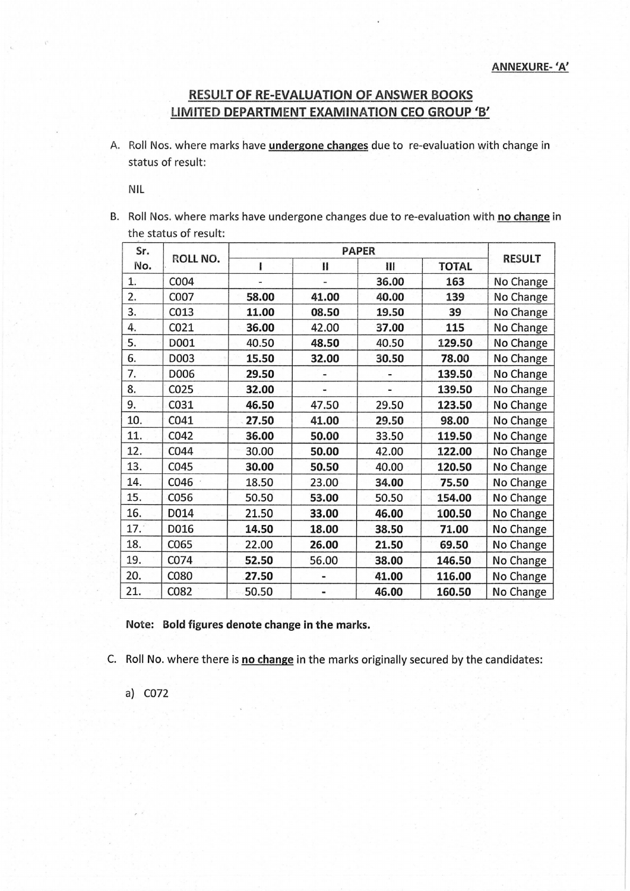**ANNEXURE- 'A'**

## RESULT OF RE-EVALUATION OF ANSWER BOOKS
## LIMITED DEPARTMENT EXAMINATION CEO GROUP 'B'

A. Roll Nos. where marks have **undergone changes** due to re-evaluation with change in status of result:

   NIL

B. Roll Nos. where marks have undergone changes due to re-evaluation with **no change** in the status of result:

| Sr. No. | ROLL NO. | PAPER | | | | RESULT |
|---|---|---|---|---|---|---|
| | | I | II | III | TOTAL | |
| 1. | C004 | - | - | **36.00** | **163** | No Change |
| 2. | C007 | **58.00** | **41.00** | **40.00** | **139** | No Change |
| 3. | C013 | **11.00** | **08.50** | **19.50** | **39** | No Change |
| 4. | C021 | **36.00** | 42.00 | **37.00** | **115** | No Change |
| 5. | D001 | 40.50 | **48.50** | 40.50 | **129.50** | No Change |
| 6. | D003 | **15.50** | **32.00** | **30.50** | **78.00** | No Change |
| 7. | D006 | **29.50** | - | - | **139.50** | No Change |
| 8. | C025 | **32.00** | - | - | **139.50** | No Change |
| 9. | C031 | **46.50** | 47.50 | 29.50 | **123.50** | No Change |
| 10. | C041 | **27.50** | **41.00** | **29.50** | **98.00** | No Change |
| 11. | C042 | **36.00** | **50.00** | 33.50 | **119.50** | No Change |
| 12. | C044 | 30.00 | **50.00** | 42.00 | **122.00** | No Change |
| 13. | C045 | **30.00** | **50.50** | 40.00 | **120.50** | No Change |
| 14. | C046 | 18.50 | 23.00 | **34.00** | **75.50** | No Change |
| 15. | C056 | 50.50 | **53.00** | 50.50 | **154.00** | No Change |
| 16. | D014 | 21.50 | **33.00** | **46.00** | **100.50** | No Change |
| 17. | D016 | **14.50** | **18.00** | **38.50** | **71.00** | No Change |
| 18. | C065 | 22.00 | **26.00** | 21.50 | **69.50** | No Change |
| 19. | C074 | **52.50** | 56.00 | **38.00** | **146.50** | No Change |
| 20. | C080 | **27.50** | - | **41.00** | **116.00** | No Change |
| 21. | C082 | 50.50 | - | **46.00** | **160.50** | No Change |

**Note: Bold figures denote change in the marks.**

C. Roll No. where there is **no change** in the marks originally secured by the candidates:

   a) C072